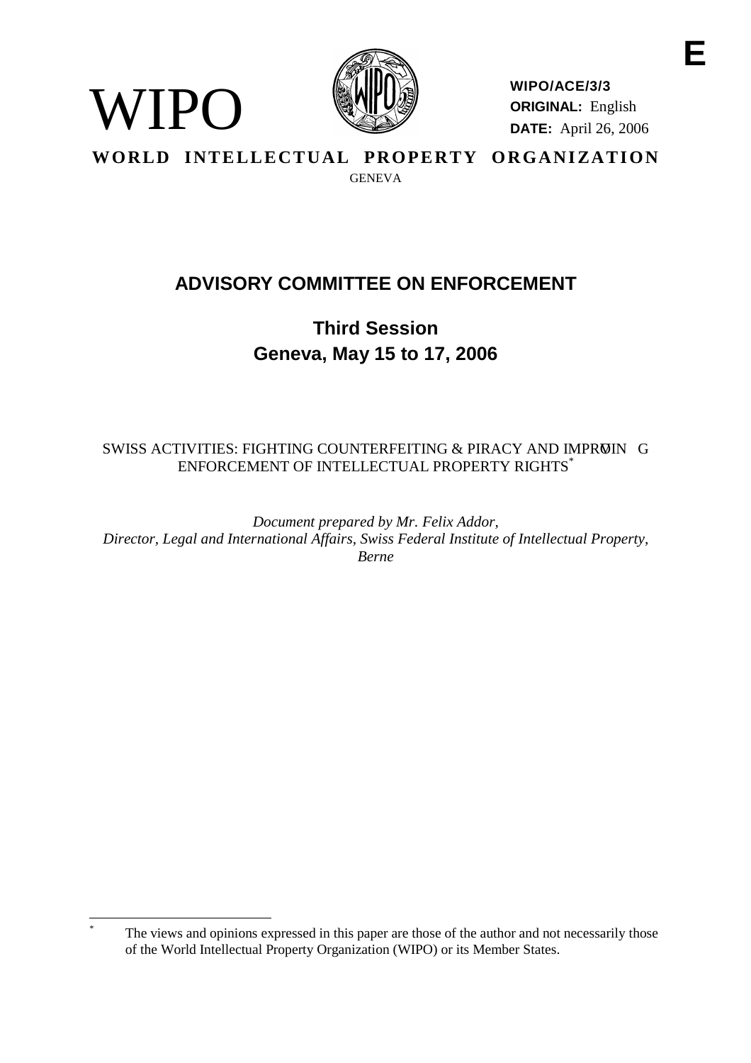E

WIPO

**WIPO/ACE/3/3**
**ORIGINAL:** English
**DATE:** April 26, 2006

**WORLD INTELLECTUAL PROPERTY ORGANIZATION**
GENEVA

# ADVISORY COMMITTEE ON ENFORCEMENT

## Third Session
## Geneva, May 15 to 17, 2006

SWISS ACTIVITIES: FIGHTING COUNTERFEITING & PIRACY AND IMPROVING ENFORCEMENT OF INTELLECTUAL PROPERTY RIGHTS*

*Document prepared by Mr. Felix Addor, Director, Legal and International Affairs, Swiss Federal Institute of Intellectual Property, Berne*

---

\* The views and opinions expressed in this paper are those of the author and not necessarily those of the World Intellectual Property Organization (WIPO) or its Member States.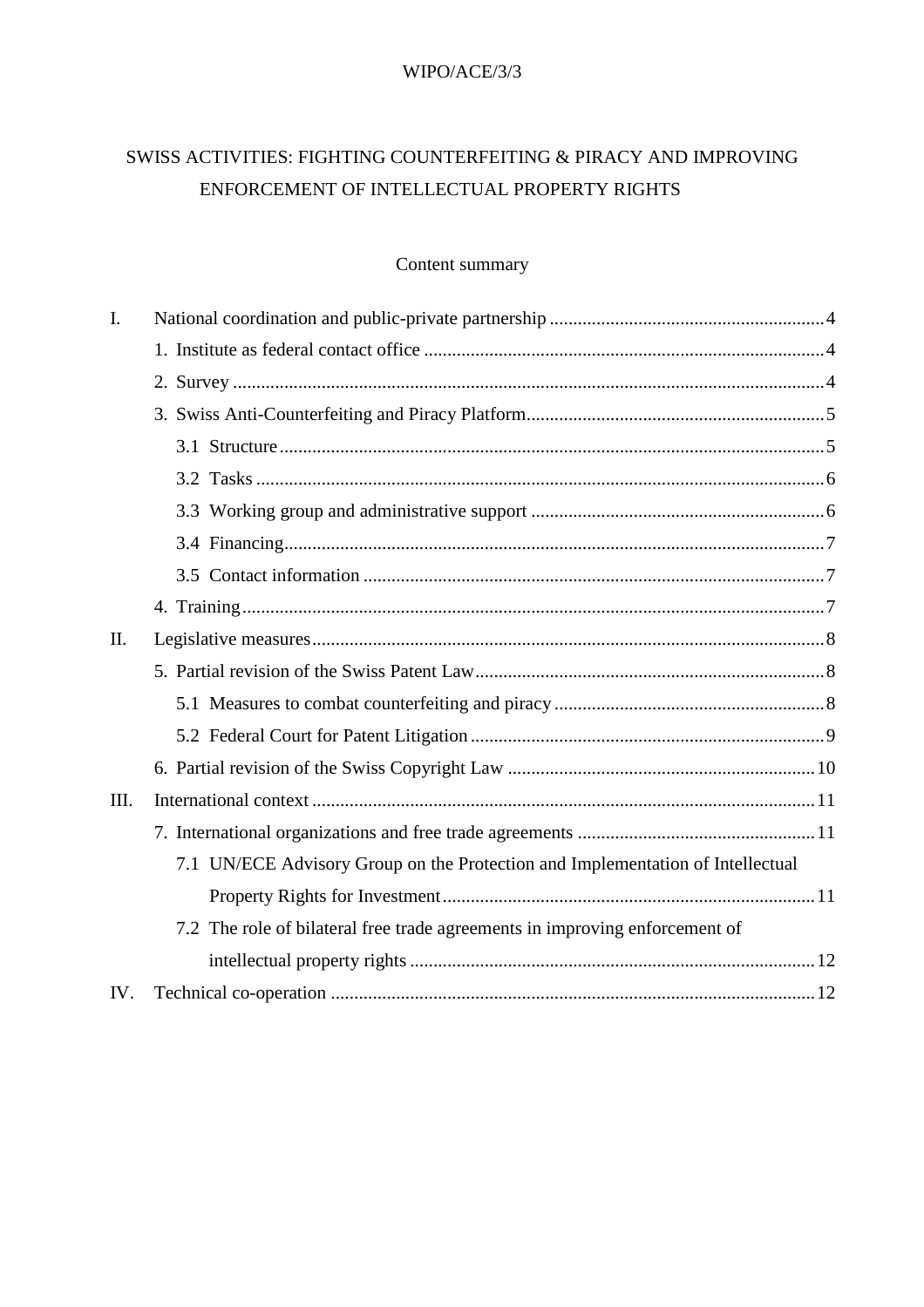# SWISS ACTIVITIES: FIGHTING COUNTERFEITING & PIRACY AND IMPROVING ENFORCEMENT OF INTELLECTUAL PROPERTY RIGHTS

## Content summary

I. National coordination and public-private partnership .......... 4
- 1. Institute as federal contact office .......... 4
- 2. Survey .......... 4
- 3. Swiss Anti-Counterfeiting and Piracy Platform .......... 5
  - 3.1 Structure .......... 5
  - 3.2 Tasks .......... 6
  - 3.3 Working group and administrative support .......... 6
  - 3.4 Financing .......... 7
  - 3.5 Contact information .......... 7
- 4. Training .......... 7

II. Legislative measures .......... 8
- 5. Partial revision of the Swiss Patent Law .......... 8
  - 5.1 Measures to combat counterfeiting and piracy .......... 8
  - 5.2 Federal Court for Patent Litigation .......... 9
- 6. Partial revision of the Swiss Copyright Law .......... 10

III. International context .......... 11
- 7. International organizations and free trade agreements .......... 11
  - 7.1 UN/ECE Advisory Group on the Protection and Implementation of Intellectual Property Rights for Investment .......... 11
  - 7.2 The role of bilateral free trade agreements in improving enforcement of intellectual property rights .......... 12

IV. Technical co-operation .......... 12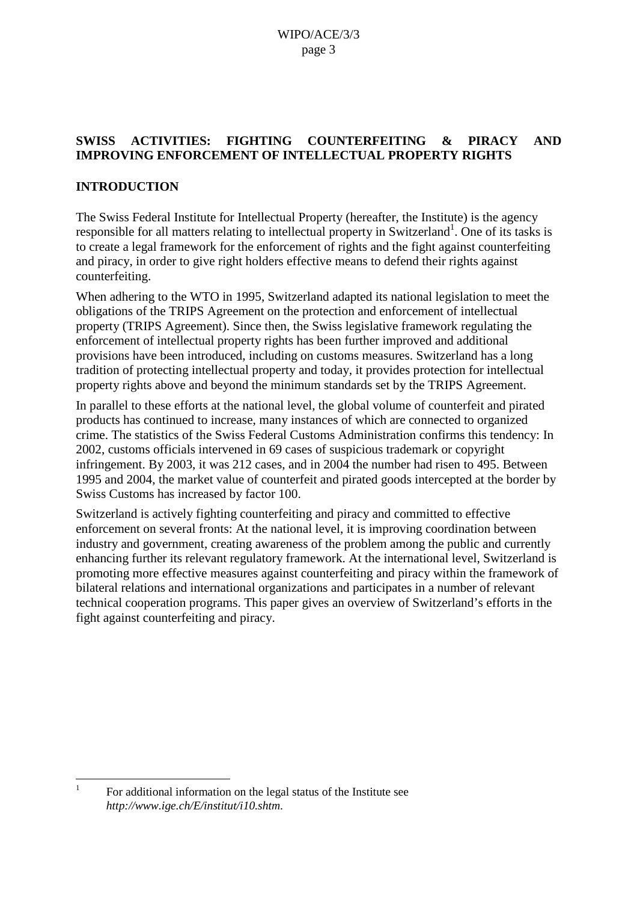**SWISS ACTIVITIES: FIGHTING COUNTERFEITING & PIRACY AND IMPROVING ENFORCEMENT OF INTELLECTUAL PROPERTY RIGHTS**

**INTRODUCTION**

The Swiss Federal Institute for Intellectual Property (hereafter, the Institute) is the agency responsible for all matters relating to intellectual property in Switzerland[1]. One of its tasks is to create a legal framework for the enforcement of rights and the fight against counterfeiting and piracy, in order to give right holders effective means to defend their rights against counterfeiting.

When adhering to the WTO in 1995, Switzerland adapted its national legislation to meet the obligations of the TRIPS Agreement on the protection and enforcement of intellectual property (TRIPS Agreement). Since then, the Swiss legislative framework regulating the enforcement of intellectual property rights has been further improved and additional provisions have been introduced, including on customs measures. Switzerland has a long tradition of protecting intellectual property and today, it provides protection for intellectual property rights above and beyond the minimum standards set by the TRIPS Agreement.

In parallel to these efforts at the national level, the global volume of counterfeit and pirated products has continued to increase, many instances of which are connected to organized crime. The statistics of the Swiss Federal Customs Administration confirms this tendency: In 2002, customs officials intervened in 69 cases of suspicious trademark or copyright infringement. By 2003, it was 212 cases, and in 2004 the number had risen to 495. Between 1995 and 2004, the market value of counterfeit and pirated goods intercepted at the border by Swiss Customs has increased by factor 100.

Switzerland is actively fighting counterfeiting and piracy and committed to effective enforcement on several fronts: At the national level, it is improving coordination between industry and government, creating awareness of the problem among the public and currently enhancing further its relevant regulatory framework. At the international level, Switzerland is promoting more effective measures against counterfeiting and piracy within the framework of bilateral relations and international organizations and participates in a number of relevant technical cooperation programs. This paper gives an overview of Switzerland's efforts in the fight against counterfeiting and piracy.

---

[1] For additional information on the legal status of the Institute see *http://www.ige.ch/E/institut/i10.shtm*.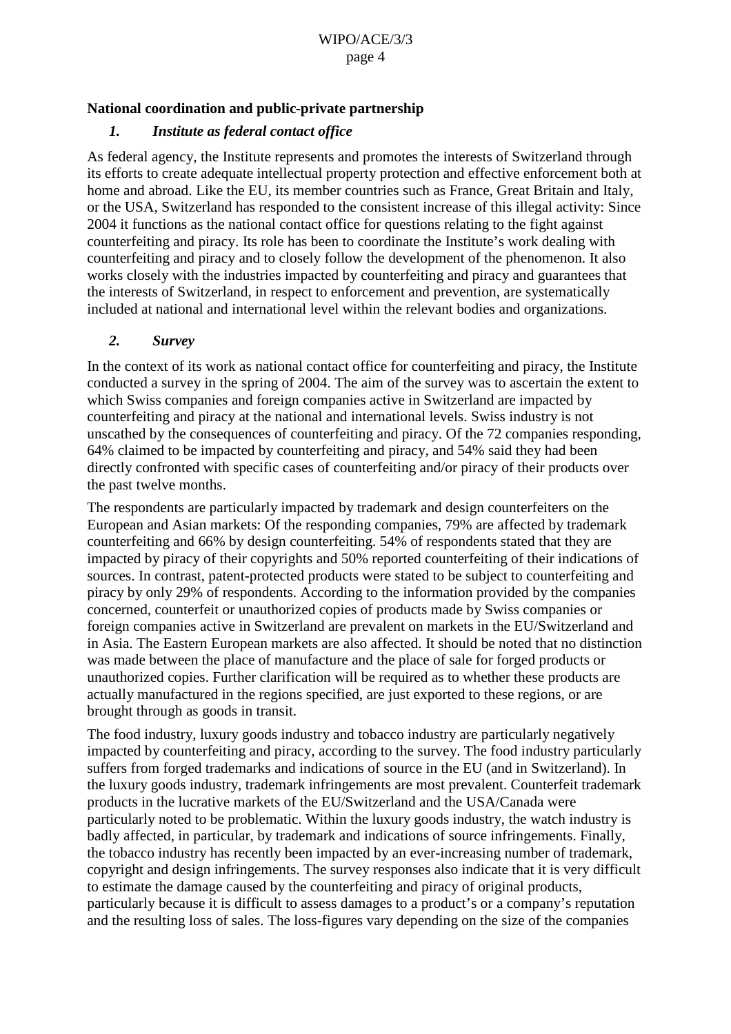## National coordination and public-private partnership

### *1. Institute as federal contact office*

As federal agency, the Institute represents and promotes the interests of Switzerland through its efforts to create adequate intellectual property protection and effective enforcement both at home and abroad. Like the EU, its member countries such as France, Great Britain and Italy, or the USA, Switzerland has responded to the consistent increase of this illegal activity: Since 2004 it functions as the national contact office for questions relating to the fight against counterfeiting and piracy. Its role has been to coordinate the Institute's work dealing with counterfeiting and piracy and to closely follow the development of the phenomenon. It also works closely with the industries impacted by counterfeiting and piracy and guarantees that the interests of Switzerland, in respect to enforcement and prevention, are systematically included at national and international level within the relevant bodies and organizations.

### *2. Survey*

In the context of its work as national contact office for counterfeiting and piracy, the Institute conducted a survey in the spring of 2004. The aim of the survey was to ascertain the extent to which Swiss companies and foreign companies active in Switzerland are impacted by counterfeiting and piracy at the national and international levels. Swiss industry is not unscathed by the consequences of counterfeiting and piracy. Of the 72 companies responding, 64% claimed to be impacted by counterfeiting and piracy, and 54% said they had been directly confronted with specific cases of counterfeiting and/or piracy of their products over the past twelve months.

The respondents are particularly impacted by trademark and design counterfeiters on the European and Asian markets: Of the responding companies, 79% are affected by trademark counterfeiting and 66% by design counterfeiting. 54% of respondents stated that they are impacted by piracy of their copyrights and 50% reported counterfeiting of their indications of sources. In contrast, patent-protected products were stated to be subject to counterfeiting and piracy by only 29% of respondents. According to the information provided by the companies concerned, counterfeit or unauthorized copies of products made by Swiss companies or foreign companies active in Switzerland are prevalent on markets in the EU/Switzerland and in Asia. The Eastern European markets are also affected. It should be noted that no distinction was made between the place of manufacture and the place of sale for forged products or unauthorized copies. Further clarification will be required as to whether these products are actually manufactured in the regions specified, are just exported to these regions, or are brought through as goods in transit.

The food industry, luxury goods industry and tobacco industry are particularly negatively impacted by counterfeiting and piracy, according to the survey. The food industry particularly suffers from forged trademarks and indications of source in the EU (and in Switzerland). In the luxury goods industry, trademark infringements are most prevalent. Counterfeit trademark products in the lucrative markets of the EU/Switzerland and the USA/Canada were particularly noted to be problematic. Within the luxury goods industry, the watch industry is badly affected, in particular, by trademark and indications of source infringements. Finally, the tobacco industry has recently been impacted by an ever-increasing number of trademark, copyright and design infringements. The survey responses also indicate that it is very difficult to estimate the damage caused by the counterfeiting and piracy of original products, particularly because it is difficult to assess damages to a product's or a company's reputation and the resulting loss of sales. The loss-figures vary depending on the size of the companies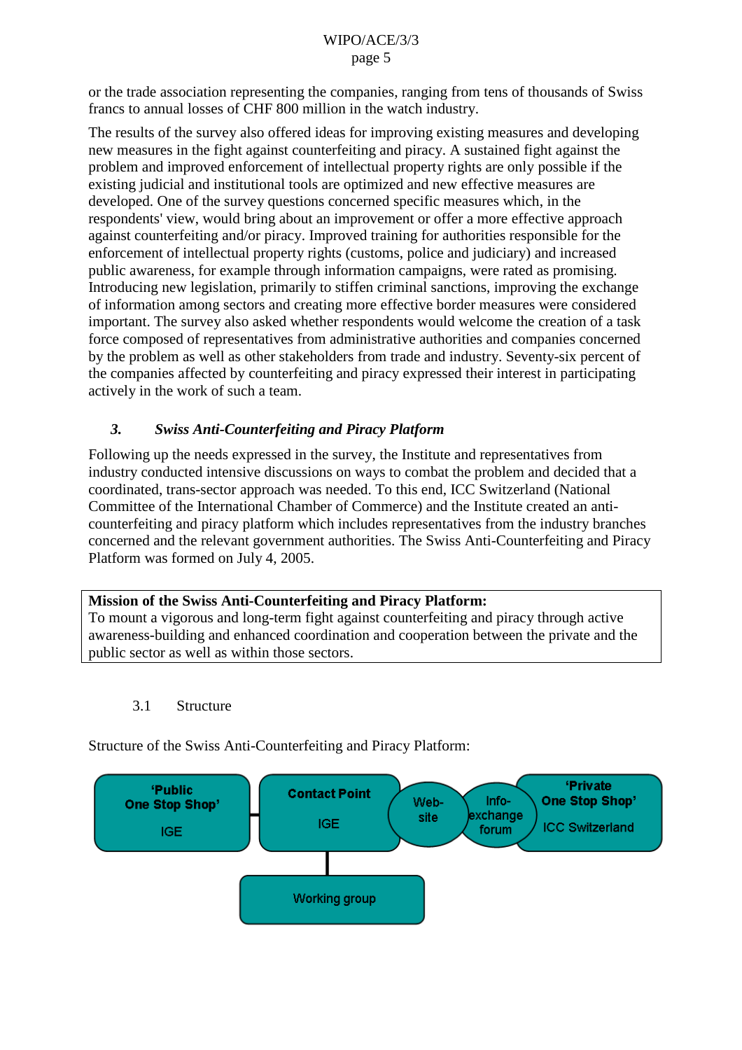or the trade association representing the companies, ranging from tens of thousands of Swiss francs to annual losses of CHF 800 million in the watch industry.

The results of the survey also offered ideas for improving existing measures and developing new measures in the fight against counterfeiting and piracy. A sustained fight against the problem and improved enforcement of intellectual property rights are only possible if the existing judicial and institutional tools are optimized and new effective measures are developed. One of the survey questions concerned specific measures which, in the respondents' view, would bring about an improvement or offer a more effective approach against counterfeiting and/or piracy. Improved training for authorities responsible for the enforcement of intellectual property rights (customs, police and judiciary) and increased public awareness, for example through information campaigns, were rated as promising. Introducing new legislation, primarily to stiffen criminal sanctions, improving the exchange of information among sectors and creating more effective border measures were considered important. The survey also asked whether respondents would welcome the creation of a task force composed of representatives from administrative authorities and companies concerned by the problem as well as other stakeholders from trade and industry. Seventy-six percent of the companies affected by counterfeiting and piracy expressed their interest in participating actively in the work of such a team.

### *3. Swiss Anti-Counterfeiting and Piracy Platform*

Following up the needs expressed in the survey, the Institute and representatives from industry conducted intensive discussions on ways to combat the problem and decided that a coordinated, trans-sector approach was needed. To this end, ICC Switzerland (National Committee of the International Chamber of Commerce) and the Institute created an anti-counterfeiting and piracy platform which includes representatives from the industry branches concerned and the relevant government authorities. The Swiss Anti-Counterfeiting and Piracy Platform was formed on July 4, 2005.

| **Mission of the Swiss Anti-Counterfeiting and Piracy Platform:** To mount a vigorous and long-term fight against counterfeiting and piracy through active awareness-building and enhanced coordination and cooperation between the private and the public sector as well as within those sectors. |
|---|

#### 3.1 Structure

Structure of the Swiss Anti-Counterfeiting and Piracy Platform:

'Public One Stop Shop' IGE — Contact Point IGE — Web-site — Info-exchange forum — 'Private One Stop Shop' ICC Switzerland

Working group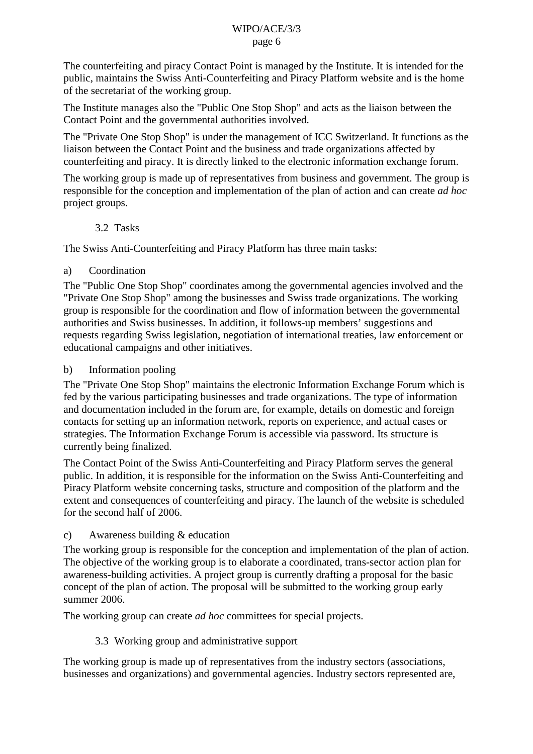The counterfeiting and piracy Contact Point is managed by the Institute. It is intended for the public, maintains the Swiss Anti-Counterfeiting and Piracy Platform website and is the home of the secretariat of the working group.

The Institute manages also the "Public One Stop Shop" and acts as the liaison between the Contact Point and the governmental authorities involved.

The "Private One Stop Shop" is under the management of ICC Switzerland. It functions as the liaison between the Contact Point and the business and trade organizations affected by counterfeiting and piracy. It is directly linked to the electronic information exchange forum.

The working group is made up of representatives from business and government. The group is responsible for the conception and implementation of the plan of action and can create *ad hoc* project groups.

### 3.2 Tasks

The Swiss Anti-Counterfeiting and Piracy Platform has three main tasks:

a) Coordination

The "Public One Stop Shop" coordinates among the governmental agencies involved and the "Private One Stop Shop" among the businesses and Swiss trade organizations. The working group is responsible for the coordination and flow of information between the governmental authorities and Swiss businesses. In addition, it follows-up members' suggestions and requests regarding Swiss legislation, negotiation of international treaties, law enforcement or educational campaigns and other initiatives.

b) Information pooling

The "Private One Stop Shop" maintains the electronic Information Exchange Forum which is fed by the various participating businesses and trade organizations. The type of information and documentation included in the forum are, for example, details on domestic and foreign contacts for setting up an information network, reports on experience, and actual cases or strategies. The Information Exchange Forum is accessible via password. Its structure is currently being finalized.

The Contact Point of the Swiss Anti-Counterfeiting and Piracy Platform serves the general public. In addition, it is responsible for the information on the Swiss Anti-Counterfeiting and Piracy Platform website concerning tasks, structure and composition of the platform and the extent and consequences of counterfeiting and piracy. The launch of the website is scheduled for the second half of 2006.

c) Awareness building & education

The working group is responsible for the conception and implementation of the plan of action. The objective of the working group is to elaborate a coordinated, trans-sector action plan for awareness-building activities. A project group is currently drafting a proposal for the basic concept of the plan of action. The proposal will be submitted to the working group early summer 2006.

The working group can create *ad hoc* committees for special projects.

### 3.3 Working group and administrative support

The working group is made up of representatives from the industry sectors (associations, businesses and organizations) and governmental agencies. Industry sectors represented are,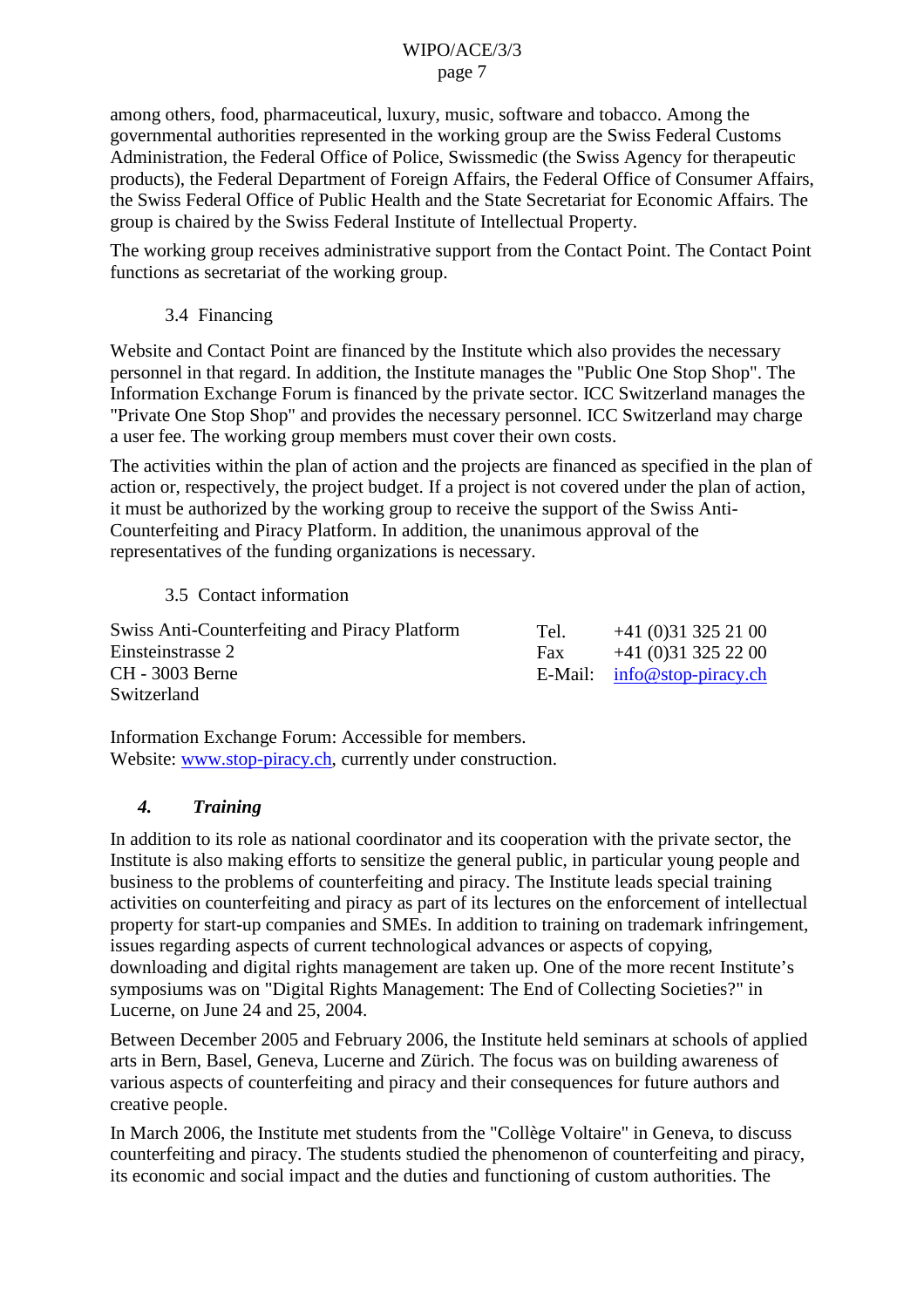among others, food, pharmaceutical, luxury, music, software and tobacco. Among the governmental authorities represented in the working group are the Swiss Federal Customs Administration, the Federal Office of Police, Swissmedic (the Swiss Agency for therapeutic products), the Federal Department of Foreign Affairs, the Federal Office of Consumer Affairs, the Swiss Federal Office of Public Health and the State Secretariat for Economic Affairs. The group is chaired by the Swiss Federal Institute of Intellectual Property.

The working group receives administrative support from the Contact Point. The Contact Point functions as secretariat of the working group.

### 3.4 Financing

Website and Contact Point are financed by the Institute which also provides the necessary personnel in that regard. In addition, the Institute manages the "Public One Stop Shop". The Information Exchange Forum is financed by the private sector. ICC Switzerland manages the "Private One Stop Shop" and provides the necessary personnel. ICC Switzerland may charge a user fee. The working group members must cover their own costs.

The activities within the plan of action and the projects are financed as specified in the plan of action or, respectively, the project budget. If a project is not covered under the plan of action, it must be authorized by the working group to receive the support of the Swiss Anti-Counterfeiting and Piracy Platform. In addition, the unanimous approval of the representatives of the funding organizations is necessary.

### 3.5 Contact information

| | | |
|---|---|---|
| Swiss Anti-Counterfeiting and Piracy Platform | Tel. | +41 (0)31 325 21 00 |
| Einsteinstrasse 2 | Fax | +41 (0)31 325 22 00 |
| CH - 3003 Berne | E-Mail: | info@stop-piracy.ch |
| Switzerland | | |

Information Exchange Forum: Accessible for members.
Website: www.stop-piracy.ch, currently under construction.

## *4. Training*

In addition to its role as national coordinator and its cooperation with the private sector, the Institute is also making efforts to sensitize the general public, in particular young people and business to the problems of counterfeiting and piracy. The Institute leads special training activities on counterfeiting and piracy as part of its lectures on the enforcement of intellectual property for start-up companies and SMEs. In addition to training on trademark infringement, issues regarding aspects of current technological advances or aspects of copying, downloading and digital rights management are taken up. One of the more recent Institute's symposiums was on "Digital Rights Management: The End of Collecting Societies?" in Lucerne, on June 24 and 25, 2004.

Between December 2005 and February 2006, the Institute held seminars at schools of applied arts in Bern, Basel, Geneva, Lucerne and Zürich. The focus was on building awareness of various aspects of counterfeiting and piracy and their consequences for future authors and creative people.

In March 2006, the Institute met students from the "Collège Voltaire" in Geneva, to discuss counterfeiting and piracy. The students studied the phenomenon of counterfeiting and piracy, its economic and social impact and the duties and functioning of custom authorities. The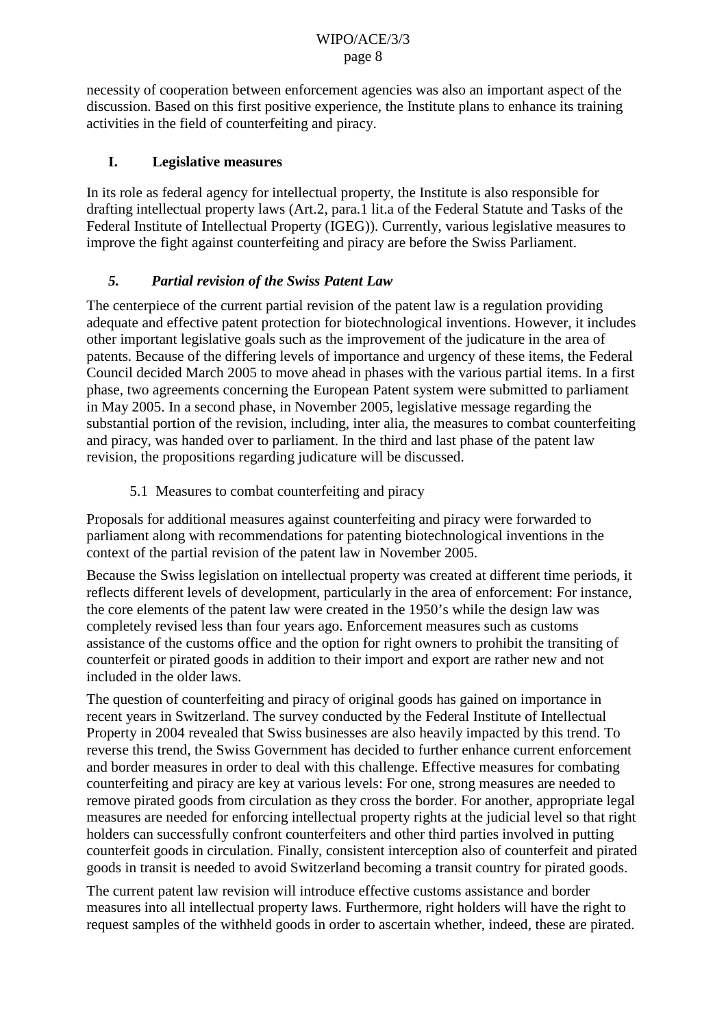necessity of cooperation between enforcement agencies was also an important aspect of the discussion. Based on this first positive experience, the Institute plans to enhance its training activities in the field of counterfeiting and piracy.

## I. Legislative measures

In its role as federal agency for intellectual property, the Institute is also responsible for drafting intellectual property laws (Art.2, para.1 lit.a of the Federal Statute and Tasks of the Federal Institute of Intellectual Property (IGEG)). Currently, various legislative measures to improve the fight against counterfeiting and piracy are before the Swiss Parliament.

### *5. Partial revision of the Swiss Patent Law*

The centerpiece of the current partial revision of the patent law is a regulation providing adequate and effective patent protection for biotechnological inventions. However, it includes other important legislative goals such as the improvement of the judicature in the area of patents. Because of the differing levels of importance and urgency of these items, the Federal Council decided March 2005 to move ahead in phases with the various partial items. In a first phase, two agreements concerning the European Patent system were submitted to parliament in May 2005. In a second phase, in November 2005, legislative message regarding the substantial portion of the revision, including, inter alia, the measures to combat counterfeiting and piracy, was handed over to parliament. In the third and last phase of the patent law revision, the propositions regarding judicature will be discussed.

#### 5.1 Measures to combat counterfeiting and piracy

Proposals for additional measures against counterfeiting and piracy were forwarded to parliament along with recommendations for patenting biotechnological inventions in the context of the partial revision of the patent law in November 2005.

Because the Swiss legislation on intellectual property was created at different time periods, it reflects different levels of development, particularly in the area of enforcement: For instance, the core elements of the patent law were created in the 1950's while the design law was completely revised less than four years ago. Enforcement measures such as customs assistance of the customs office and the option for right owners to prohibit the transiting of counterfeit or pirated goods in addition to their import and export are rather new and not included in the older laws.

The question of counterfeiting and piracy of original goods has gained on importance in recent years in Switzerland. The survey conducted by the Federal Institute of Intellectual Property in 2004 revealed that Swiss businesses are also heavily impacted by this trend. To reverse this trend, the Swiss Government has decided to further enhance current enforcement and border measures in order to deal with this challenge. Effective measures for combating counterfeiting and piracy are key at various levels: For one, strong measures are needed to remove pirated goods from circulation as they cross the border. For another, appropriate legal measures are needed for enforcing intellectual property rights at the judicial level so that right holders can successfully confront counterfeiters and other third parties involved in putting counterfeit goods in circulation. Finally, consistent interception also of counterfeit and pirated goods in transit is needed to avoid Switzerland becoming a transit country for pirated goods.

The current patent law revision will introduce effective customs assistance and border measures into all intellectual property laws. Furthermore, right holders will have the right to request samples of the withheld goods in order to ascertain whether, indeed, these are pirated.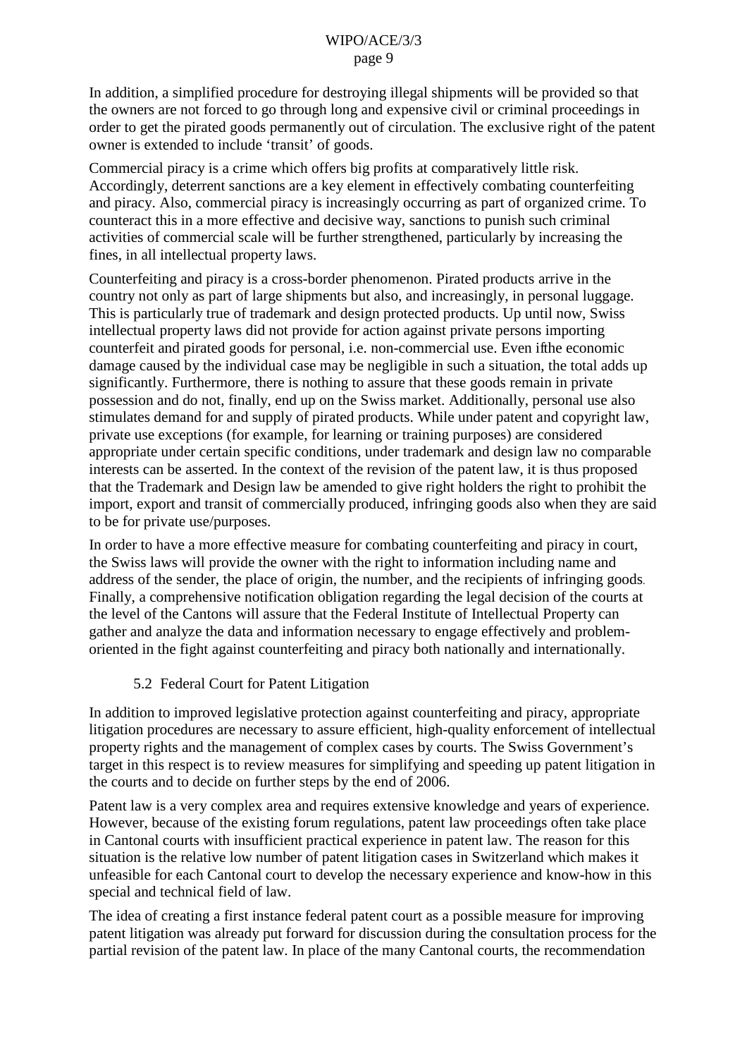In addition, a simplified procedure for destroying illegal shipments will be provided so that the owners are not forced to go through long and expensive civil or criminal proceedings in order to get the pirated goods permanently out of circulation. The exclusive right of the patent owner is extended to include 'transit' of goods.

Commercial piracy is a crime which offers big profits at comparatively little risk. Accordingly, deterrent sanctions are a key element in effectively combating counterfeiting and piracy. Also, commercial piracy is increasingly occurring as part of organized crime. To counteract this in a more effective and decisive way, sanctions to punish such criminal activities of commercial scale will be further strengthened, particularly by increasing the fines, in all intellectual property laws.

Counterfeiting and piracy is a cross-border phenomenon. Pirated products arrive in the country not only as part of large shipments but also, and increasingly, in personal luggage. This is particularly true of trademark and design protected products. Up until now, Swiss intellectual property laws did not provide for action against private persons importing counterfeit and pirated goods for personal, i.e. non-commercial use. Even if the economic damage caused by the individual case may be negligible in such a situation, the total adds up significantly. Furthermore, there is nothing to assure that these goods remain in private possession and do not, finally, end up on the Swiss market. Additionally, personal use also stimulates demand for and supply of pirated products. While under patent and copyright law, private use exceptions (for example, for learning or training purposes) are considered appropriate under certain specific conditions, under trademark and design law no comparable interests can be asserted. In the context of the revision of the patent law, it is thus proposed that the Trademark and Design law be amended to give right holders the right to prohibit the import, export and transit of commercially produced, infringing goods also when they are said to be for private use/purposes.

In order to have a more effective measure for combating counterfeiting and piracy in court, the Swiss laws will provide the owner with the right to information including name and address of the sender, the place of origin, the number, and the recipients of infringing goods. Finally, a comprehensive notification obligation regarding the legal decision of the courts at the level of the Cantons will assure that the Federal Institute of Intellectual Property can gather and analyze the data and information necessary to engage effectively and problem-oriented in the fight against counterfeiting and piracy both nationally and internationally.

### 5.2 Federal Court for Patent Litigation

In addition to improved legislative protection against counterfeiting and piracy, appropriate litigation procedures are necessary to assure efficient, high-quality enforcement of intellectual property rights and the management of complex cases by courts. The Swiss Government's target in this respect is to review measures for simplifying and speeding up patent litigation in the courts and to decide on further steps by the end of 2006.

Patent law is a very complex area and requires extensive knowledge and years of experience. However, because of the existing forum regulations, patent law proceedings often take place in Cantonal courts with insufficient practical experience in patent law. The reason for this situation is the relative low number of patent litigation cases in Switzerland which makes it unfeasible for each Cantonal court to develop the necessary experience and know-how in this special and technical field of law.

The idea of creating a first instance federal patent court as a possible measure for improving patent litigation was already put forward for discussion during the consultation process for the partial revision of the patent law. In place of the many Cantonal courts, the recommendation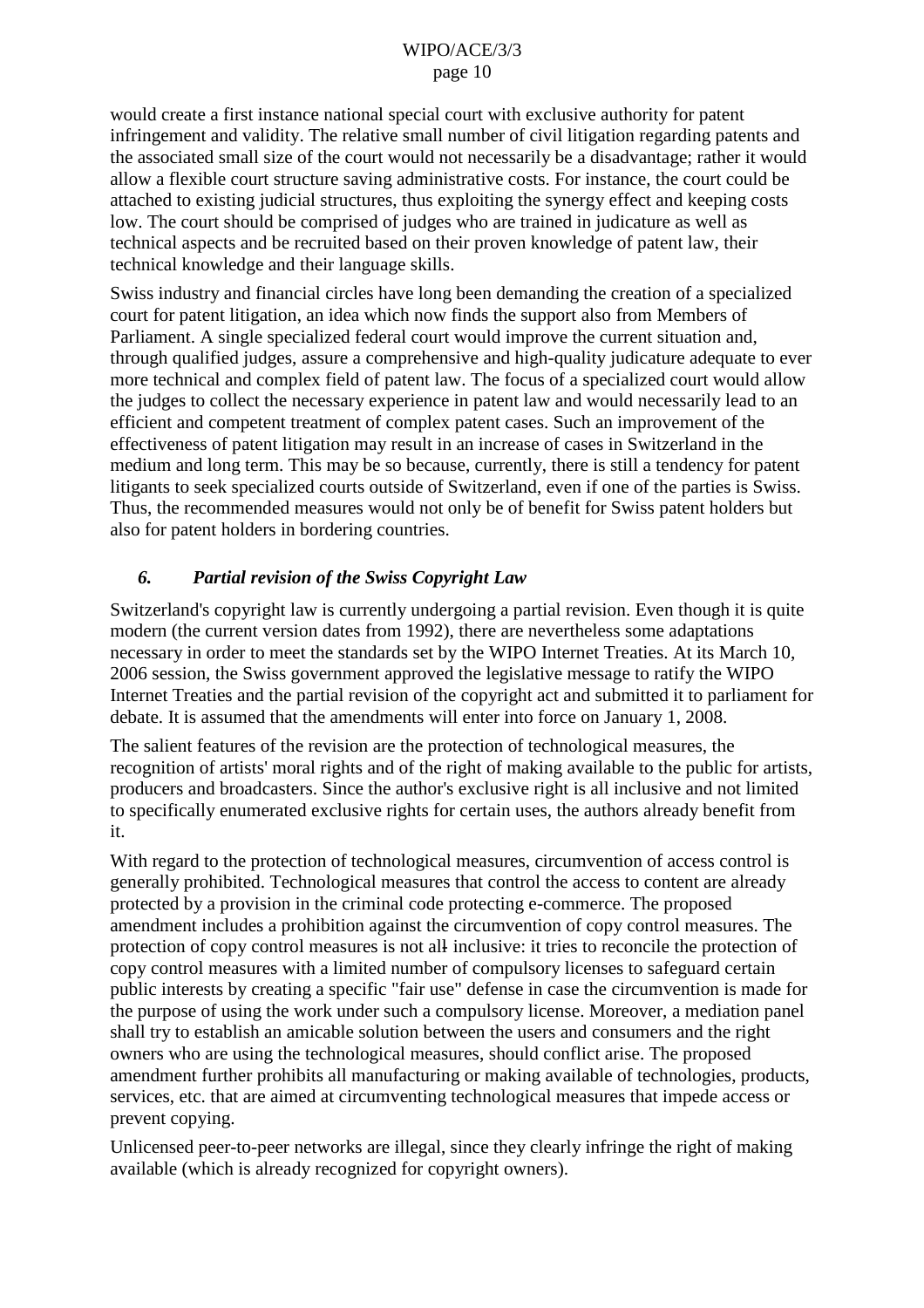would create a first instance national special court with exclusive authority for patent infringement and validity. The relative small number of civil litigation regarding patents and the associated small size of the court would not necessarily be a disadvantage; rather it would allow a flexible court structure saving administrative costs. For instance, the court could be attached to existing judicial structures, thus exploiting the synergy effect and keeping costs low. The court should be comprised of judges who are trained in judicature as well as technical aspects and be recruited based on their proven knowledge of patent law, their technical knowledge and their language skills.

Swiss industry and financial circles have long been demanding the creation of a specialized court for patent litigation, an idea which now finds the support also from Members of Parliament. A single specialized federal court would improve the current situation and, through qualified judges, assure a comprehensive and high-quality judicature adequate to ever more technical and complex field of patent law. The focus of a specialized court would allow the judges to collect the necessary experience in patent law and would necessarily lead to an efficient and competent treatment of complex patent cases. Such an improvement of the effectiveness of patent litigation may result in an increase of cases in Switzerland in the medium and long term. This may be so because, currently, there is still a tendency for patent litigants to seek specialized courts outside of Switzerland, even if one of the parties is Swiss. Thus, the recommended measures would not only be of benefit for Swiss patent holders but also for patent holders in bordering countries.

### *6. Partial revision of the Swiss Copyright Law*

Switzerland's copyright law is currently undergoing a partial revision. Even though it is quite modern (the current version dates from 1992), there are nevertheless some adaptations necessary in order to meet the standards set by the WIPO Internet Treaties. At its March 10, 2006 session, the Swiss government approved the legislative message to ratify the WIPO Internet Treaties and the partial revision of the copyright act and submitted it to parliament for debate. It is assumed that the amendments will enter into force on January 1, 2008.

The salient features of the revision are the protection of technological measures, the recognition of artists' moral rights and of the right of making available to the public for artists, producers and broadcasters. Since the author's exclusive right is all inclusive and not limited to specifically enumerated exclusive rights for certain uses, the authors already benefit from it.

With regard to the protection of technological measures, circumvention of access control is generally prohibited. Technological measures that control the access to content are already protected by a provision in the criminal code protecting e-commerce. The proposed amendment includes a prohibition against the circumvention of copy control measures. The protection of copy control measures is not all inclusive: it tries to reconcile the protection of copy control measures with a limited number of compulsory licenses to safeguard certain public interests by creating a specific "fair use" defense in case the circumvention is made for the purpose of using the work under such a compulsory license. Moreover, a mediation panel shall try to establish an amicable solution between the users and consumers and the right owners who are using the technological measures, should conflict arise. The proposed amendment further prohibits all manufacturing or making available of technologies, products, services, etc. that are aimed at circumventing technological measures that impede access or prevent copying.

Unlicensed peer-to-peer networks are illegal, since they clearly infringe the right of making available (which is already recognized for copyright owners).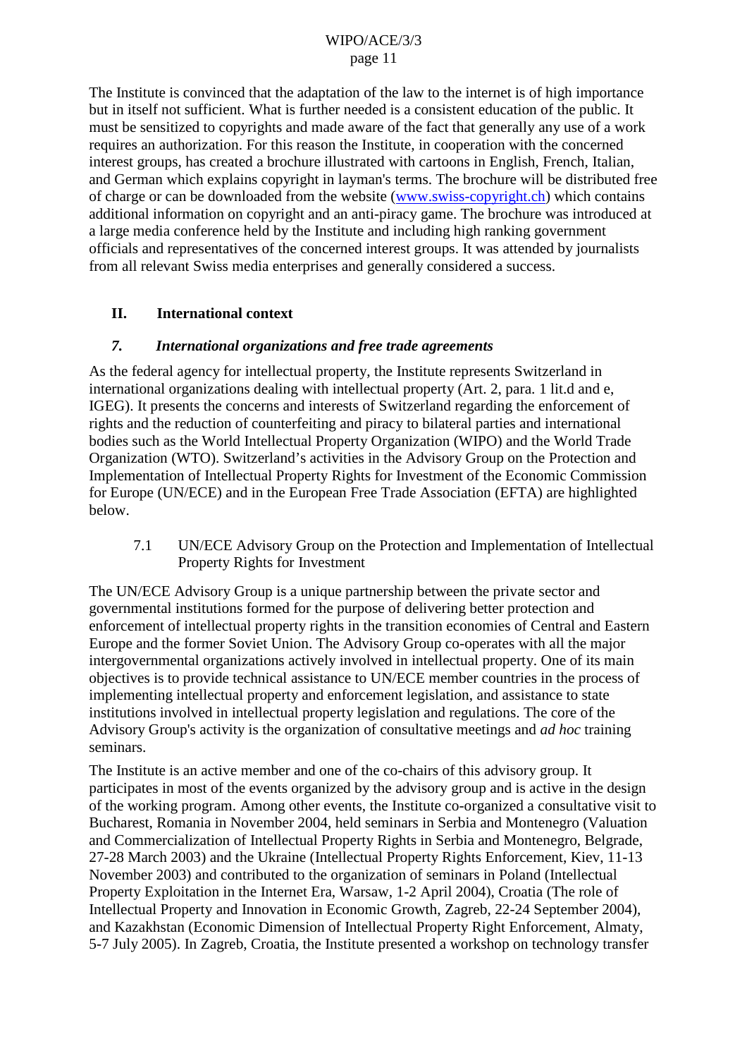The Institute is convinced that the adaptation of the law to the internet is of high importance but in itself not sufficient. What is further needed is a consistent education of the public. It must be sensitized to copyrights and made aware of the fact that generally any use of a work requires an authorization. For this reason the Institute, in cooperation with the concerned interest groups, has created a brochure illustrated with cartoons in English, French, Italian, and German which explains copyright in layman's terms. The brochure will be distributed free of charge or can be downloaded from the website (www.swiss-copyright.ch) which contains additional information on copyright and an anti-piracy game. The brochure was introduced at a large media conference held by the Institute and including high ranking government officials and representatives of the concerned interest groups. It was attended by journalists from all relevant Swiss media enterprises and generally considered a success.

## II. International context

### *7. International organizations and free trade agreements*

As the federal agency for intellectual property, the Institute represents Switzerland in international organizations dealing with intellectual property (Art. 2, para. 1 lit.d and e, IGEG). It presents the concerns and interests of Switzerland regarding the enforcement of rights and the reduction of counterfeiting and piracy to bilateral parties and international bodies such as the World Intellectual Property Organization (WIPO) and the World Trade Organization (WTO). Switzerland's activities in the Advisory Group on the Protection and Implementation of Intellectual Property Rights for Investment of the Economic Commission for Europe (UN/ECE) and in the European Free Trade Association (EFTA) are highlighted below.

#### 7.1 UN/ECE Advisory Group on the Protection and Implementation of Intellectual Property Rights for Investment

The UN/ECE Advisory Group is a unique partnership between the private sector and governmental institutions formed for the purpose of delivering better protection and enforcement of intellectual property rights in the transition economies of Central and Eastern Europe and the former Soviet Union. The Advisory Group co-operates with all the major intergovernmental organizations actively involved in intellectual property. One of its main objectives is to provide technical assistance to UN/ECE member countries in the process of implementing intellectual property and enforcement legislation, and assistance to state institutions involved in intellectual property legislation and regulations. The core of the Advisory Group's activity is the organization of consultative meetings and *ad hoc* training seminars.

The Institute is an active member and one of the co-chairs of this advisory group. It participates in most of the events organized by the advisory group and is active in the design of the working program. Among other events, the Institute co-organized a consultative visit to Bucharest, Romania in November 2004, held seminars in Serbia and Montenegro (Valuation and Commercialization of Intellectual Property Rights in Serbia and Montenegro, Belgrade, 27-28 March 2003) and the Ukraine (Intellectual Property Rights Enforcement, Kiev, 11-13 November 2003) and contributed to the organization of seminars in Poland (Intellectual Property Exploitation in the Internet Era, Warsaw, 1-2 April 2004), Croatia (The role of Intellectual Property and Innovation in Economic Growth, Zagreb, 22-24 September 2004), and Kazakhstan (Economic Dimension of Intellectual Property Right Enforcement, Almaty, 5-7 July 2005). In Zagreb, Croatia, the Institute presented a workshop on technology transfer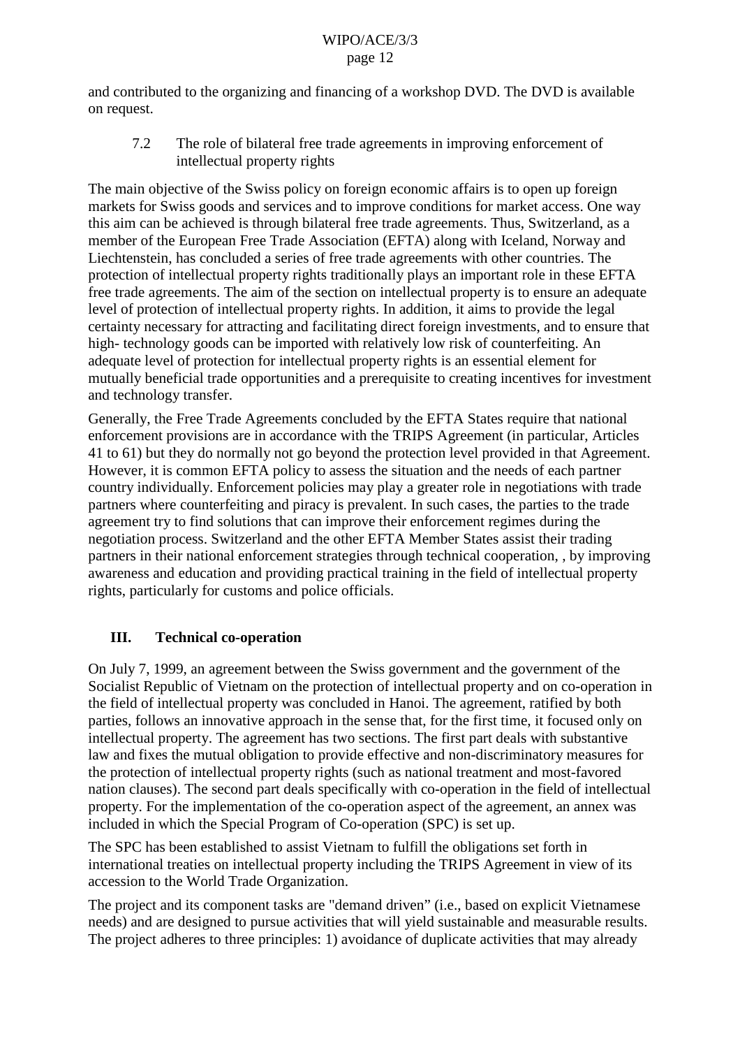and contributed to the organizing and financing of a workshop DVD. The DVD is available on request.

### 7.2 The role of bilateral free trade agreements in improving enforcement of intellectual property rights

The main objective of the Swiss policy on foreign economic affairs is to open up foreign markets for Swiss goods and services and to improve conditions for market access. One way this aim can be achieved is through bilateral free trade agreements. Thus, Switzerland, as a member of the European Free Trade Association (EFTA) along with Iceland, Norway and Liechtenstein, has concluded a series of free trade agreements with other countries. The protection of intellectual property rights traditionally plays an important role in these EFTA free trade agreements. The aim of the section on intellectual property is to ensure an adequate level of protection of intellectual property rights. In addition, it aims to provide the legal certainty necessary for attracting and facilitating direct foreign investments, and to ensure that high- technology goods can be imported with relatively low risk of counterfeiting. An adequate level of protection for intellectual property rights is an essential element for mutually beneficial trade opportunities and a prerequisite to creating incentives for investment and technology transfer.

Generally, the Free Trade Agreements concluded by the EFTA States require that national enforcement provisions are in accordance with the TRIPS Agreement (in particular, Articles 41 to 61) but they do normally not go beyond the protection level provided in that Agreement. However, it is common EFTA policy to assess the situation and the needs of each partner country individually. Enforcement policies may play a greater role in negotiations with trade partners where counterfeiting and piracy is prevalent. In such cases, the parties to the trade agreement try to find solutions that can improve their enforcement regimes during the negotiation process. Switzerland and the other EFTA Member States assist their trading partners in their national enforcement strategies through technical cooperation, , by improving awareness and education and providing practical training in the field of intellectual property rights, particularly for customs and police officials.

## III. Technical co-operation

On July 7, 1999, an agreement between the Swiss government and the government of the Socialist Republic of Vietnam on the protection of intellectual property and on co-operation in the field of intellectual property was concluded in Hanoi. The agreement, ratified by both parties, follows an innovative approach in the sense that, for the first time, it focused only on intellectual property. The agreement has two sections. The first part deals with substantive law and fixes the mutual obligation to provide effective and non-discriminatory measures for the protection of intellectual property rights (such as national treatment and most-favored nation clauses). The second part deals specifically with co-operation in the field of intellectual property. For the implementation of the co-operation aspect of the agreement, an annex was included in which the Special Program of Co-operation (SPC) is set up.

The SPC has been established to assist Vietnam to fulfill the obligations set forth in international treaties on intellectual property including the TRIPS Agreement in view of its accession to the World Trade Organization.

The project and its component tasks are "demand driven" (i.e., based on explicit Vietnamese needs) and are designed to pursue activities that will yield sustainable and measurable results. The project adheres to three principles: 1) avoidance of duplicate activities that may already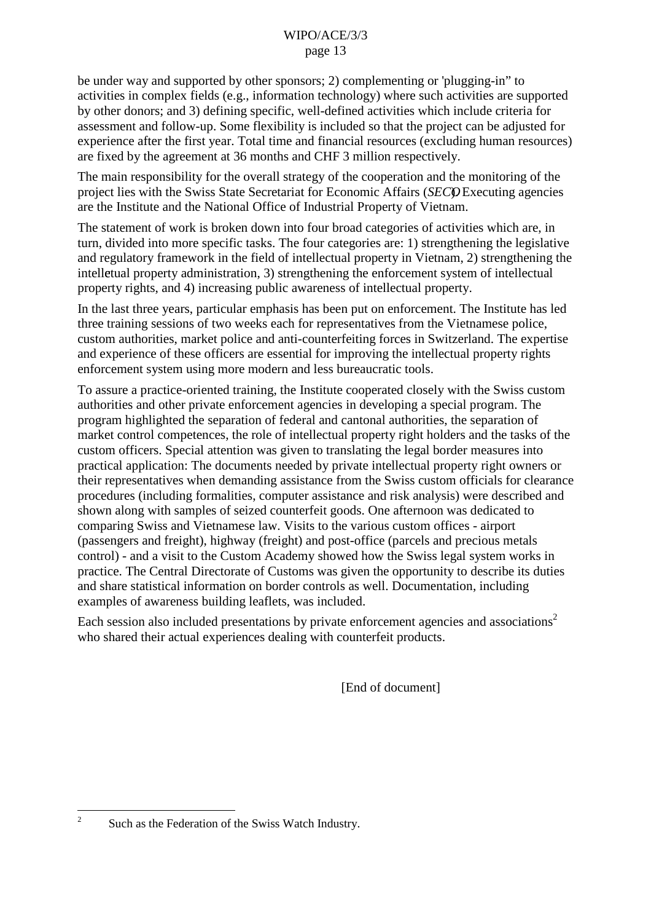be under way and supported by other sponsors; 2) complementing or 'plugging-in" to activities in complex fields (e.g., information technology) where such activities are supported by other donors; and 3) defining specific, well-defined activities which include criteria for assessment and follow-up. Some flexibility is included so that the project can be adjusted for experience after the first year. Total time and financial resources (excluding human resources) are fixed by the agreement at 36 months and CHF 3 million respectively.

The main responsibility for the overall strategy of the cooperation and the monitoring of the project lies with the Swiss State Secretariat for Economic Affairs (*SECO*). Executing agencies are the Institute and the National Office of Industrial Property of Vietnam.

The statement of work is broken down into four broad categories of activities which are, in turn, divided into more specific tasks. The four categories are: 1) strengthening the legislative and regulatory framework in the field of intellectual property in Vietnam, 2) strengthening the intelletual property administration, 3) strengthening the enforcement system of intellectual property rights, and 4) increasing public awareness of intellectual property.

In the last three years, particular emphasis has been put on enforcement. The Institute has led three training sessions of two weeks each for representatives from the Vietnamese police, custom authorities, market police and anti-counterfeiting forces in Switzerland. The expertise and experience of these officers are essential for improving the intellectual property rights enforcement system using more modern and less bureaucratic tools.

To assure a practice-oriented training, the Institute cooperated closely with the Swiss custom authorities and other private enforcement agencies in developing a special program. The program highlighted the separation of federal and cantonal authorities, the separation of market control competences, the role of intellectual property right holders and the tasks of the custom officers. Special attention was given to translating the legal border measures into practical application: The documents needed by private intellectual property right owners or their representatives when demanding assistance from the Swiss custom officials for clearance procedures (including formalities, computer assistance and risk analysis) were described and shown along with samples of seized counterfeit goods. One afternoon was dedicated to comparing Swiss and Vietnamese law. Visits to the various custom offices - airport (passengers and freight), highway (freight) and post-office (parcels and precious metals control) - and a visit to the Custom Academy showed how the Swiss legal system works in practice. The Central Directorate of Customs was given the opportunity to describe its duties and share statistical information on border controls as well. Documentation, including examples of awareness building leaflets, was included.

Each session also included presentations by private enforcement agencies and associations[2] who shared their actual experiences dealing with counterfeit products.

[End of document]

---

[2] Such as the Federation of the Swiss Watch Industry.